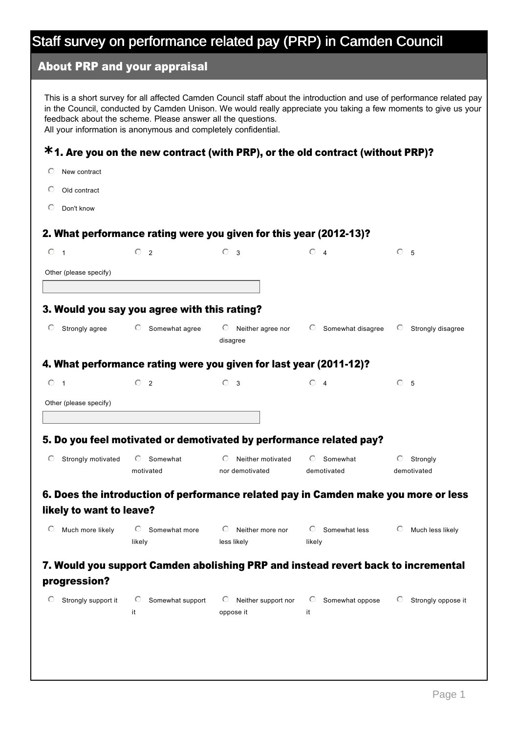# Staff survey on performance related pay (PRP) in Camden Council

## About PRP and your appraisal

This is a short survey for all affected Camden Council staff about the introduction and use of performance related pay in the Council, conducted by Camden Unison. We would really appreciate you taking a few moments to give us your feedback about the scheme. Please answer all the questions.
All your information is anonymous and completely confidential.

### *1. Are you on the new contract (with PRP), or the old contract (without PRP)?

- New contract
- Old contract
- Don't know

### 2. What performance rating were you given for this year (2012-13)?

- 1
- 2
- 3
- 4
- 5

Other (please specify)

### 3. Would you say you agree with this rating?

- Strongly agree
- Somewhat agree
- Neither agree nor disagree
- Somewhat disagree
- Strongly disagree

### 4. What performance rating were you given for last year (2011-12)?

- 1
- 2
- 3
- 4
- 5

Other (please specify)

### 5. Do you feel motivated or demotivated by performance related pay?

- Strongly motivated
- Somewhat motivated
- Neither motivated nor demotivated
- Somewhat demotivated
- Strongly demotivated

### 6. Does the introduction of performance related pay in Camden make you more or less likely to want to leave?

- Much more likely
- Somewhat more likely
- Neither more nor less likely
- Somewhat less likely
- Much less likely

### 7. Would you support Camden abolishing PRP and instead revert back to incremental progression?

- Strongly support it
- Somewhat support it
- Neither support nor oppose it
- Somewhat oppose it
- Strongly oppose it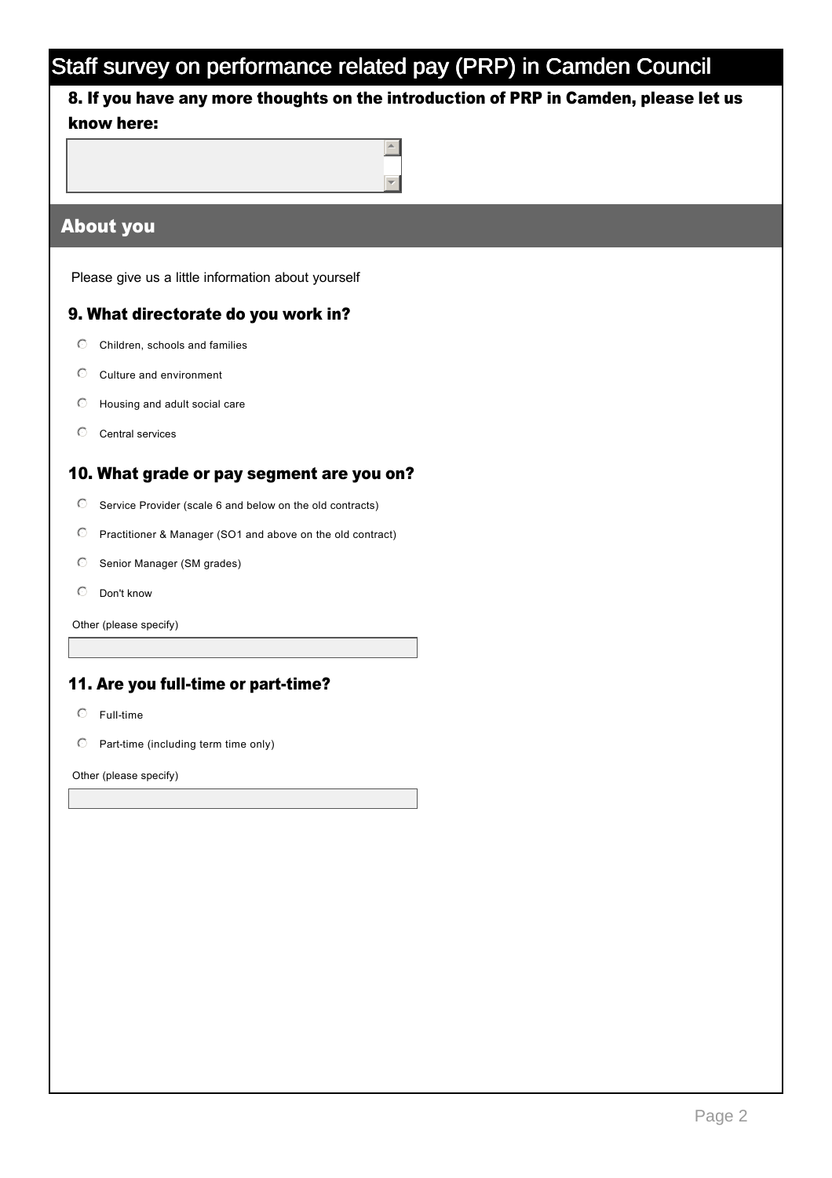# Staff survey on performance related pay (PRP) in Camden Council

### 8. If you have any more thoughts on the introduction of PRP in Camden, please let us know here:

## About you

Please give us a little information about yourself

### 9. What directorate do you work in?

- Children, schools and families
- Culture and environment
- Housing and adult social care
- Central services

### 10. What grade or pay segment are you on?

- Service Provider (scale 6 and below on the old contracts)
- Practitioner & Manager (SO1 and above on the old contract)
- Senior Manager (SM grades)
- Don't know

Other (please specify)

### 11. Are you full-time or part-time?

- Full-time
- Part-time (including term time only)

Other (please specify)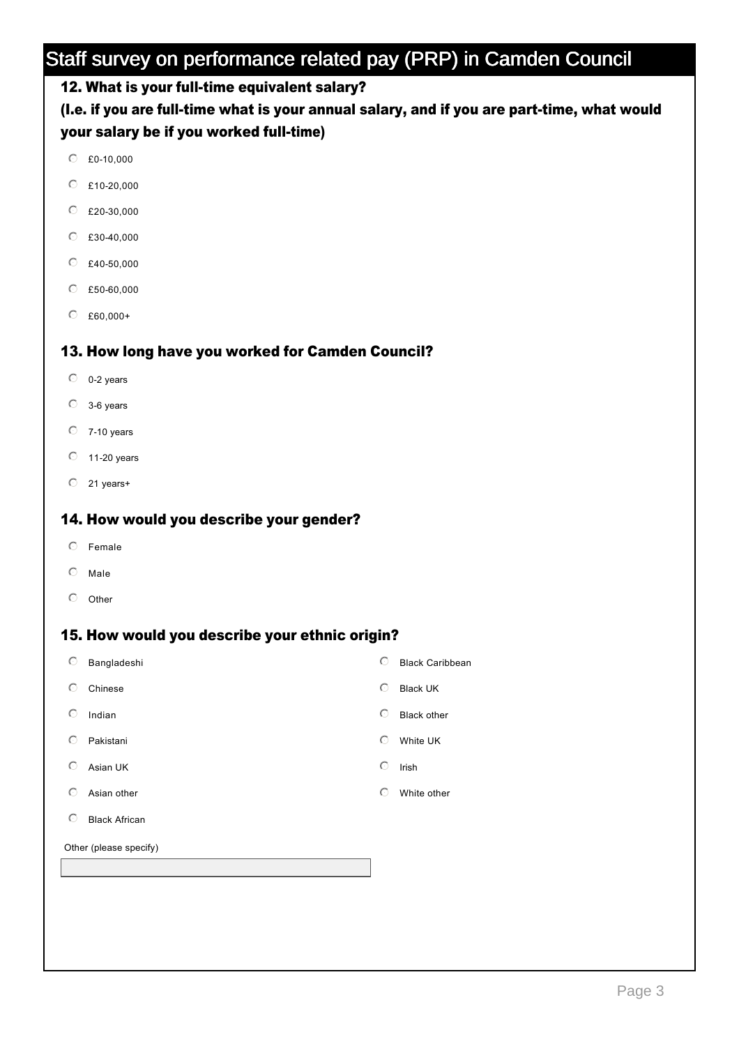# Staff survey on performance related pay (PRP) in Camden Council

### 12. What is your full-time equivalent salary?

### (I.e. if you are full-time what is your annual salary, and if you are part-time, what would your salary be if you worked full-time)

- £0-10,000
- £10-20,000
- £20-30,000
- £30-40,000
- £40-50,000
- £50-60,000
- £60,000+

### 13. How long have you worked for Camden Council?

- 0-2 years
- 3-6 years
- 7-10 years
- 11-20 years
- 21 years+

### 14. How would you describe your gender?

- Female
- Male
- Other

### 15. How would you describe your ethnic origin?

- Bangladeshi
- Chinese
- Indian
- Pakistani
- Asian UK
- Asian other
- Black African
- Black Caribbean
- Black UK
- Black other
- White UK
- Irish
- White other

Other (please specify)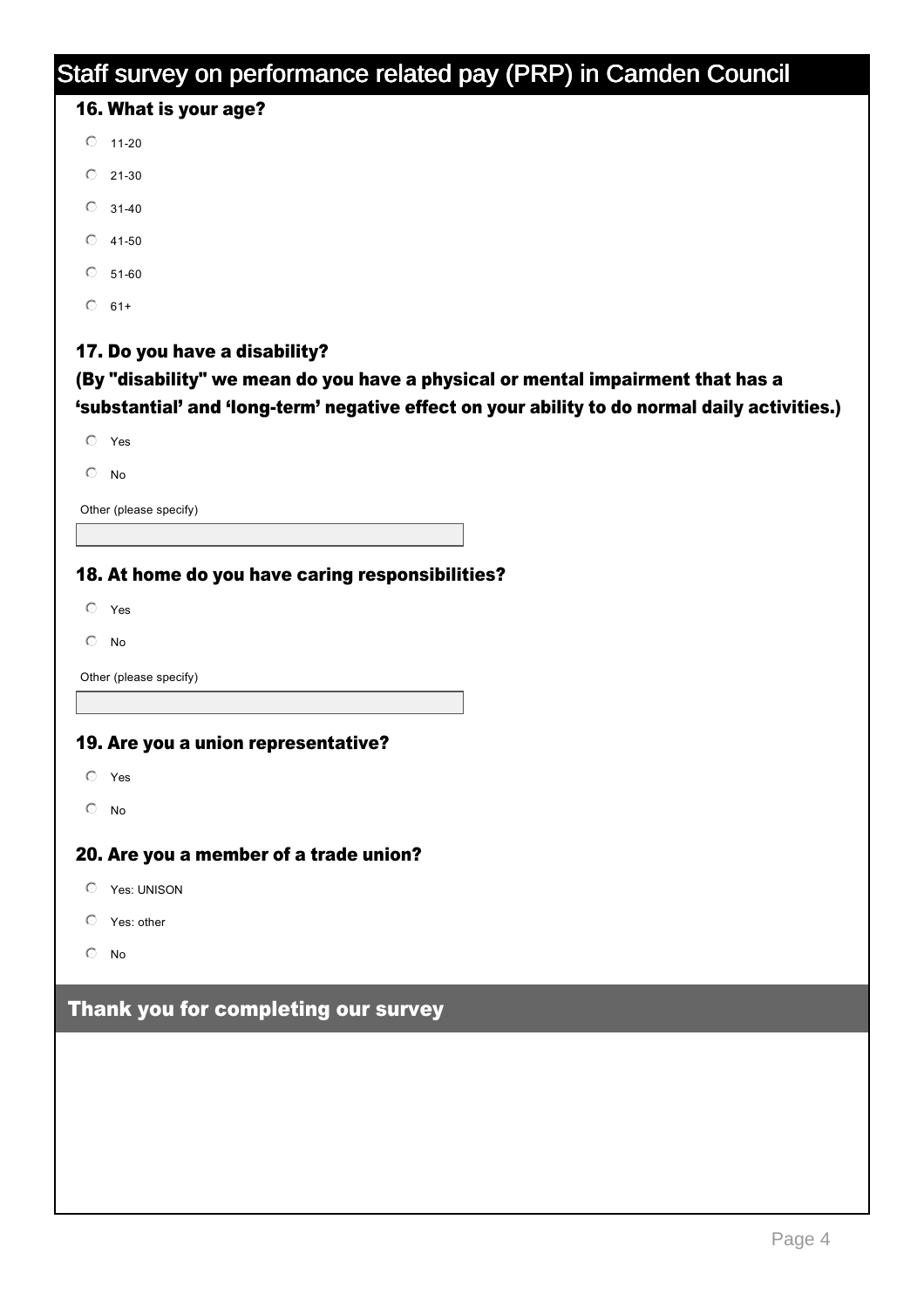# Staff survey on performance related pay (PRP) in Camden Council

### 16. What is your age?

- 11-20
- 21-30
- 31-40
- 41-50
- 51-60
- 61+

### 17. Do you have a disability?

### (By "disability" we mean do you have a physical or mental impairment that has a 'substantial' and 'long-term' negative effect on your ability to do normal daily activities.)

- Yes
- No

Other (please specify)

### 18. At home do you have caring responsibilities?

- Yes
- No

Other (please specify)

### 19. Are you a union representative?

- Yes
- No

### 20. Are you a member of a trade union?

- Yes: UNISON
- Yes: other
- No

## Thank you for completing our survey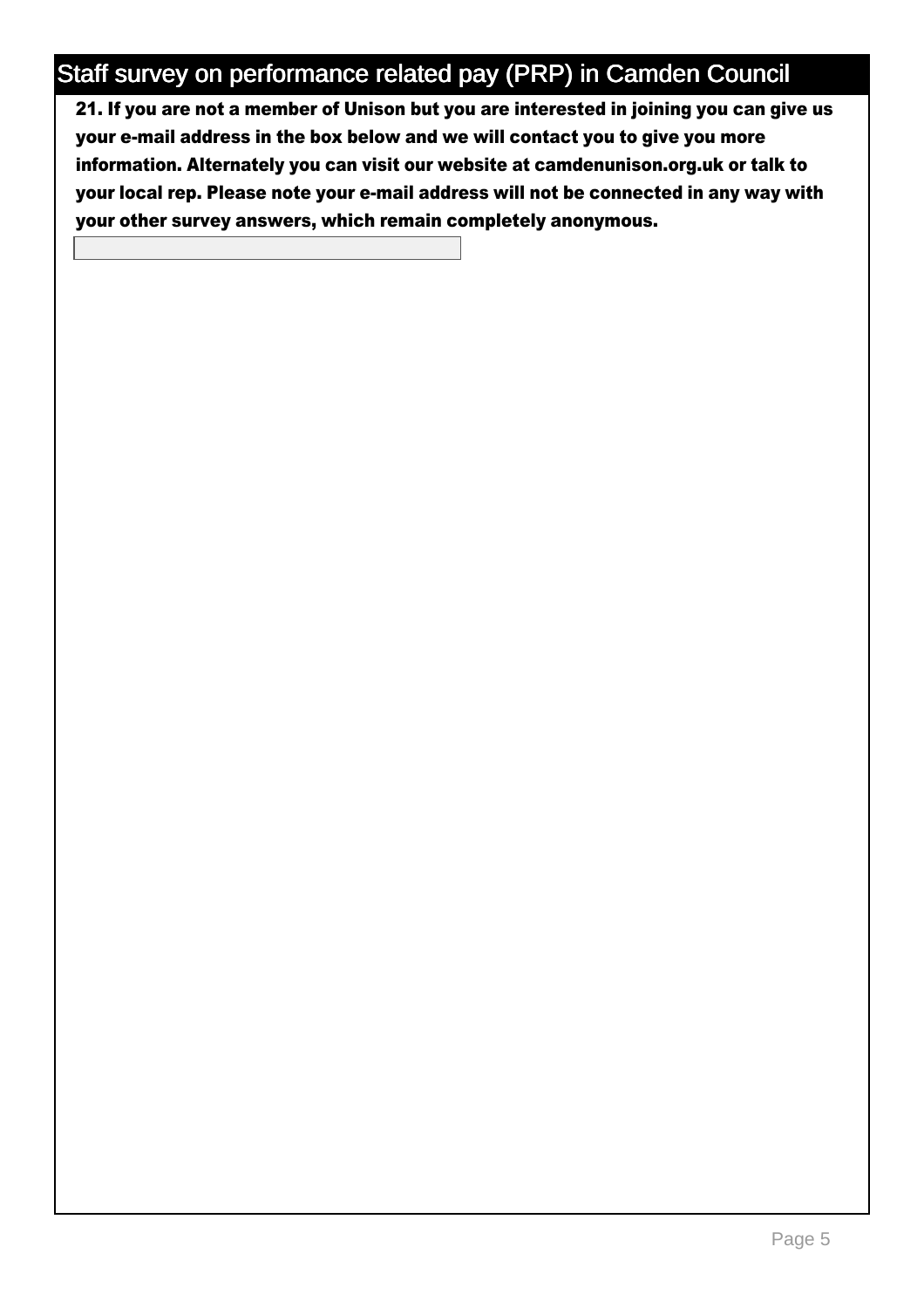**21. If you are not a member of Unison but you are interested in joining you can give us your e-mail address in the box below and we will contact you to give you more information. Alternately you can visit our website at camdenunison.org.uk or talk to your local rep. Please note your e-mail address will not be connected in any way with your other survey answers, which remain completely anonymous.**